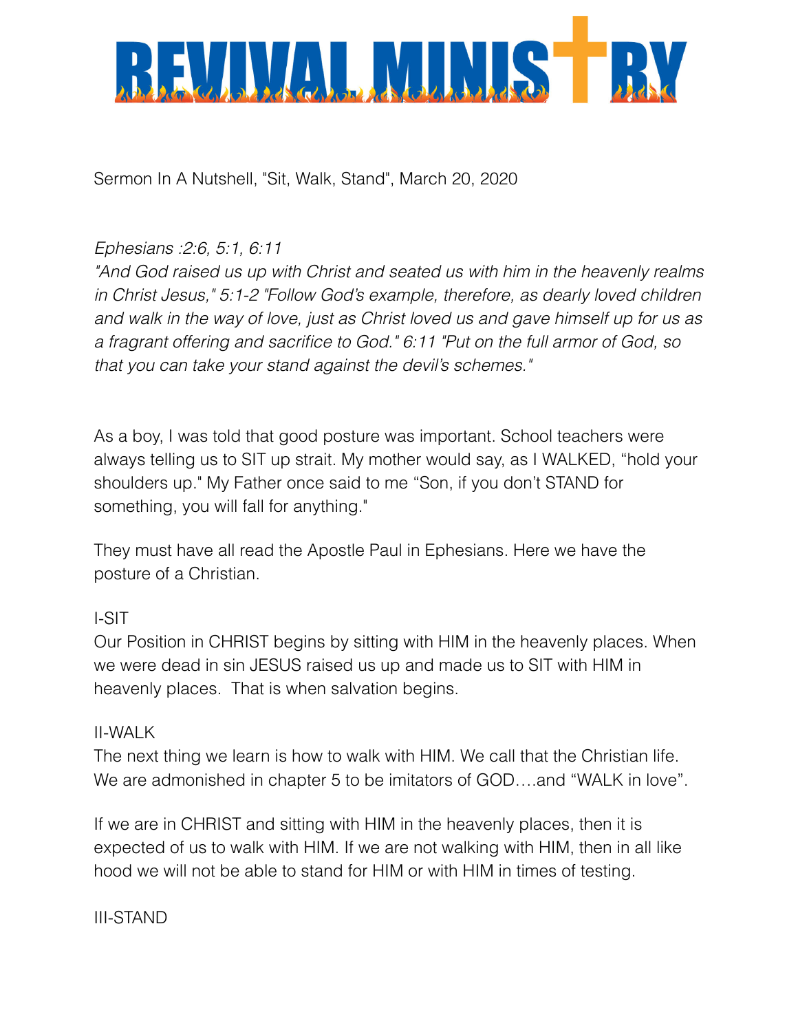# REVIVAL MINISTRY

Sermon In A Nutshell, "Sit, Walk, Stand", March 20, 2020

*Ephesians :2:6, 5:1, 6:11*
*"And God raised us up with Christ and seated us with him in the heavenly realms in Christ Jesus," 5:1-2 "Follow God's example, therefore, as dearly loved children and walk in the way of love, just as Christ loved us and gave himself up for us as a fragrant offering and sacrifice to God." 6:11 "Put on the full armor of God, so that you can take your stand against the devil's schemes."*

As a boy, I was told that good posture was important. School teachers were always telling us to SIT up strait. My mother would say, as I WALKED, "hold your shoulders up." My Father once said to me "Son, if you don't STAND for something, you will fall for anything."

They must have all read the Apostle Paul in Ephesians. Here we have the posture of a Christian.

I-SIT
Our Position in CHRIST begins by sitting with HIM in the heavenly places. When we were dead in sin JESUS raised us up and made us to SIT with HIM in heavenly places. That is when salvation begins.

II-WALK
The next thing we learn is how to walk with HIM. We call that the Christian life. We are admonished in chapter 5 to be imitators of GOD….and "WALK in love".

If we are in CHRIST and sitting with HIM in the heavenly places, then it is expected of us to walk with HIM. If we are not walking with HIM, then in all like hood we will not be able to stand for HIM or with HIM in times of testing.

III-STAND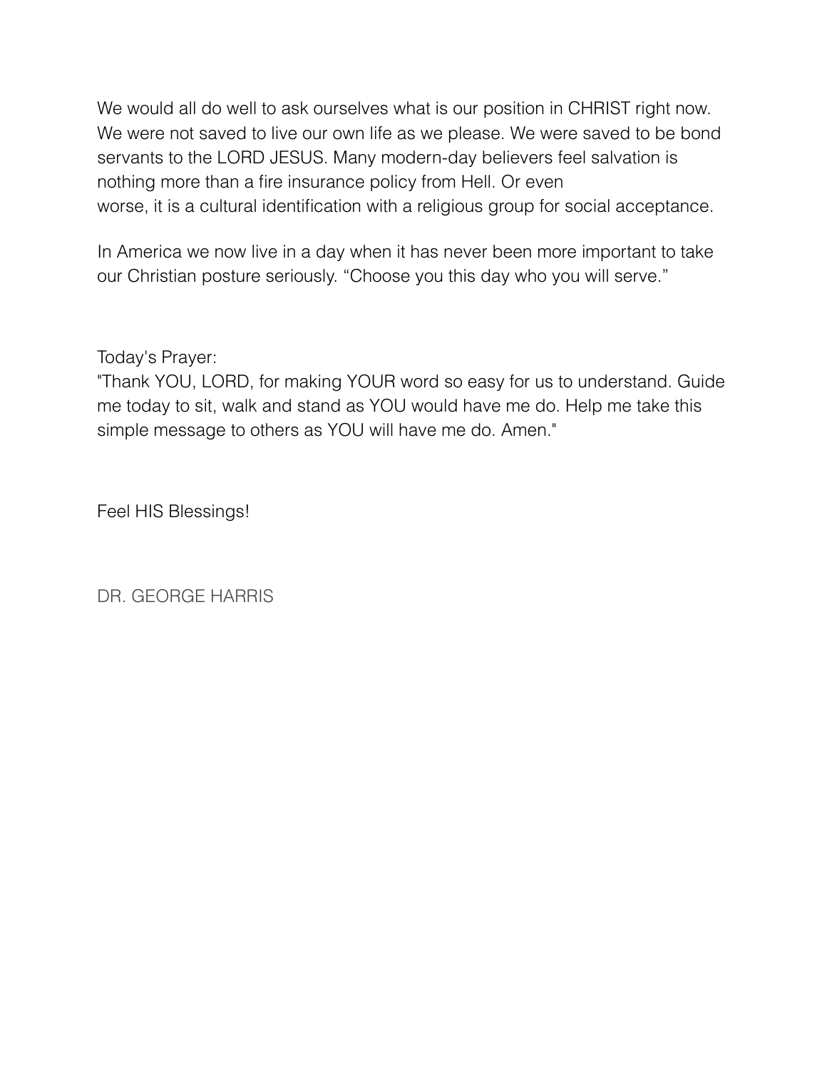We would all do well to ask ourselves what is our position in CHRIST right now. We were not saved to live our own life as we please. We were saved to be bond servants to the LORD JESUS. Many modern-day believers feel salvation is nothing more than a fire insurance policy from Hell. Or even worse, it is a cultural identification with a religious group for social acceptance.

In America we now live in a day when it has never been more important to take our Christian posture seriously. “Choose you this day who you will serve.”

Today's Prayer:
"Thank YOU, LORD, for making YOUR word so easy for us to understand. Guide me today to sit, walk and stand as YOU would have me do. Help me take this simple message to others as YOU will have me do. Amen."

Feel HIS Blessings!

DR. GEORGE HARRIS